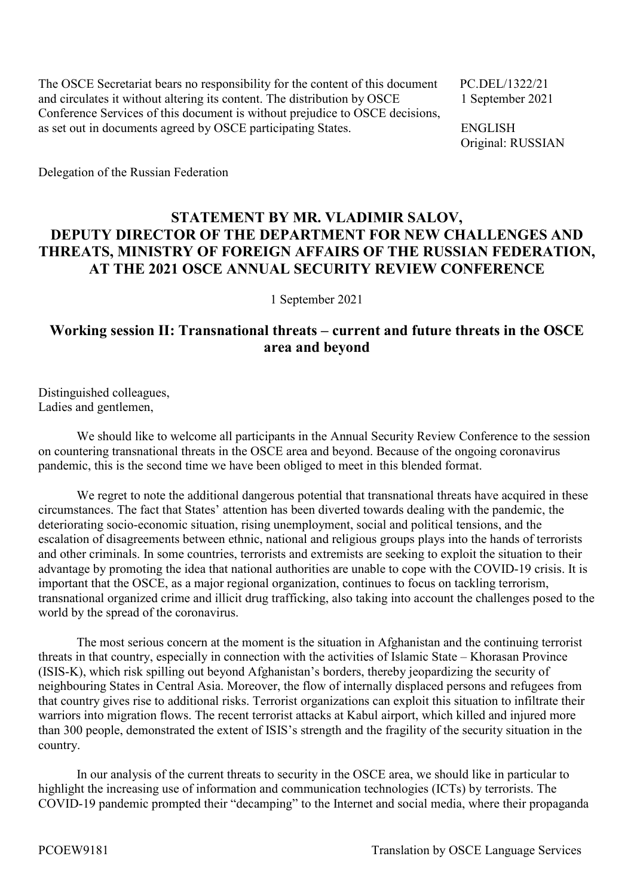The OSCE Secretariat bears no responsibility for the content of this document and circulates it without altering its content. The distribution by OSCE Conference Services of this document is without prejudice to OSCE decisions, as set out in documents agreed by OSCE participating States.

PC.DEL/1322/21
1 September 2021

ENGLISH
Original: RUSSIAN

Delegation of the Russian Federation

# STATEMENT BY MR. VLADIMIR SALOV, DEPUTY DIRECTOR OF THE DEPARTMENT FOR NEW CHALLENGES AND THREATS, MINISTRY OF FOREIGN AFFAIRS OF THE RUSSIAN FEDERATION, AT THE 2021 OSCE ANNUAL SECURITY REVIEW CONFERENCE

1 September 2021

## Working session II: Transnational threats – current and future threats in the OSCE area and beyond

Distinguished colleagues,
Ladies and gentlemen,

We should like to welcome all participants in the Annual Security Review Conference to the session on countering transnational threats in the OSCE area and beyond. Because of the ongoing coronavirus pandemic, this is the second time we have been obliged to meet in this blended format.

We regret to note the additional dangerous potential that transnational threats have acquired in these circumstances. The fact that States' attention has been diverted towards dealing with the pandemic, the deteriorating socio-economic situation, rising unemployment, social and political tensions, and the escalation of disagreements between ethnic, national and religious groups plays into the hands of terrorists and other criminals. In some countries, terrorists and extremists are seeking to exploit the situation to their advantage by promoting the idea that national authorities are unable to cope with the COVID-19 crisis. It is important that the OSCE, as a major regional organization, continues to focus on tackling terrorism, transnational organized crime and illicit drug trafficking, also taking into account the challenges posed to the world by the spread of the coronavirus.

The most serious concern at the moment is the situation in Afghanistan and the continuing terrorist threats in that country, especially in connection with the activities of Islamic State – Khorasan Province (ISIS-K), which risk spilling out beyond Afghanistan's borders, thereby jeopardizing the security of neighbouring States in Central Asia. Moreover, the flow of internally displaced persons and refugees from that country gives rise to additional risks. Terrorist organizations can exploit this situation to infiltrate their warriors into migration flows. The recent terrorist attacks at Kabul airport, which killed and injured more than 300 people, demonstrated the extent of ISIS's strength and the fragility of the security situation in the country.

In our analysis of the current threats to security in the OSCE area, we should like in particular to highlight the increasing use of information and communication technologies (ICTs) by terrorists. The COVID-19 pandemic prompted their "decamping" to the Internet and social media, where their propaganda

PCOEW9181 Translation by OSCE Language Services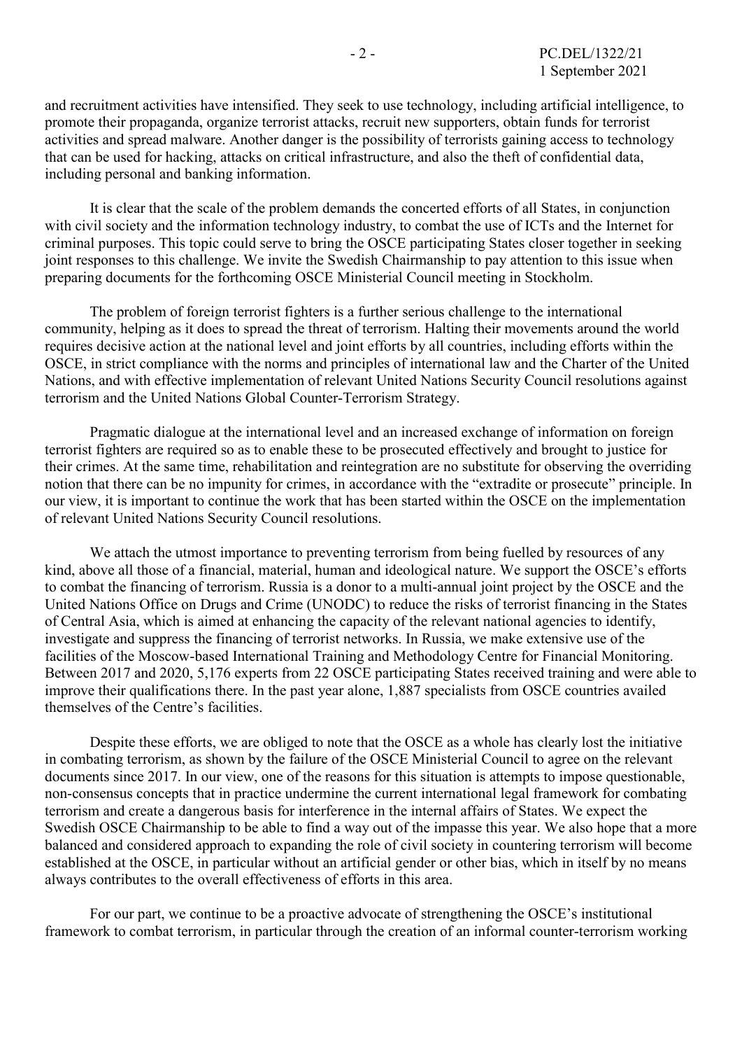and recruitment activities have intensified. They seek to use technology, including artificial intelligence, to promote their propaganda, organize terrorist attacks, recruit new supporters, obtain funds for terrorist activities and spread malware. Another danger is the possibility of terrorists gaining access to technology that can be used for hacking, attacks on critical infrastructure, and also the theft of confidential data, including personal and banking information.

It is clear that the scale of the problem demands the concerted efforts of all States, in conjunction with civil society and the information technology industry, to combat the use of ICTs and the Internet for criminal purposes. This topic could serve to bring the OSCE participating States closer together in seeking joint responses to this challenge. We invite the Swedish Chairmanship to pay attention to this issue when preparing documents for the forthcoming OSCE Ministerial Council meeting in Stockholm.

The problem of foreign terrorist fighters is a further serious challenge to the international community, helping as it does to spread the threat of terrorism. Halting their movements around the world requires decisive action at the national level and joint efforts by all countries, including efforts within the OSCE, in strict compliance with the norms and principles of international law and the Charter of the United Nations, and with effective implementation of relevant United Nations Security Council resolutions against terrorism and the United Nations Global Counter-Terrorism Strategy.

Pragmatic dialogue at the international level and an increased exchange of information on foreign terrorist fighters are required so as to enable these to be prosecuted effectively and brought to justice for their crimes. At the same time, rehabilitation and reintegration are no substitute for observing the overriding notion that there can be no impunity for crimes, in accordance with the "extradite or prosecute" principle. In our view, it is important to continue the work that has been started within the OSCE on the implementation of relevant United Nations Security Council resolutions.

We attach the utmost importance to preventing terrorism from being fuelled by resources of any kind, above all those of a financial, material, human and ideological nature. We support the OSCE's efforts to combat the financing of terrorism. Russia is a donor to a multi-annual joint project by the OSCE and the United Nations Office on Drugs and Crime (UNODC) to reduce the risks of terrorist financing in the States of Central Asia, which is aimed at enhancing the capacity of the relevant national agencies to identify, investigate and suppress the financing of terrorist networks. In Russia, we make extensive use of the facilities of the Moscow-based International Training and Methodology Centre for Financial Monitoring. Between 2017 and 2020, 5,176 experts from 22 OSCE participating States received training and were able to improve their qualifications there. In the past year alone, 1,887 specialists from OSCE countries availed themselves of the Centre's facilities.

Despite these efforts, we are obliged to note that the OSCE as a whole has clearly lost the initiative in combating terrorism, as shown by the failure of the OSCE Ministerial Council to agree on the relevant documents since 2017. In our view, one of the reasons for this situation is attempts to impose questionable, non-consensus concepts that in practice undermine the current international legal framework for combating terrorism and create a dangerous basis for interference in the internal affairs of States. We expect the Swedish OSCE Chairmanship to be able to find a way out of the impasse this year. We also hope that a more balanced and considered approach to expanding the role of civil society in countering terrorism will become established at the OSCE, in particular without an artificial gender or other bias, which in itself by no means always contributes to the overall effectiveness of efforts in this area.

For our part, we continue to be a proactive advocate of strengthening the OSCE's institutional framework to combat terrorism, in particular through the creation of an informal counter-terrorism working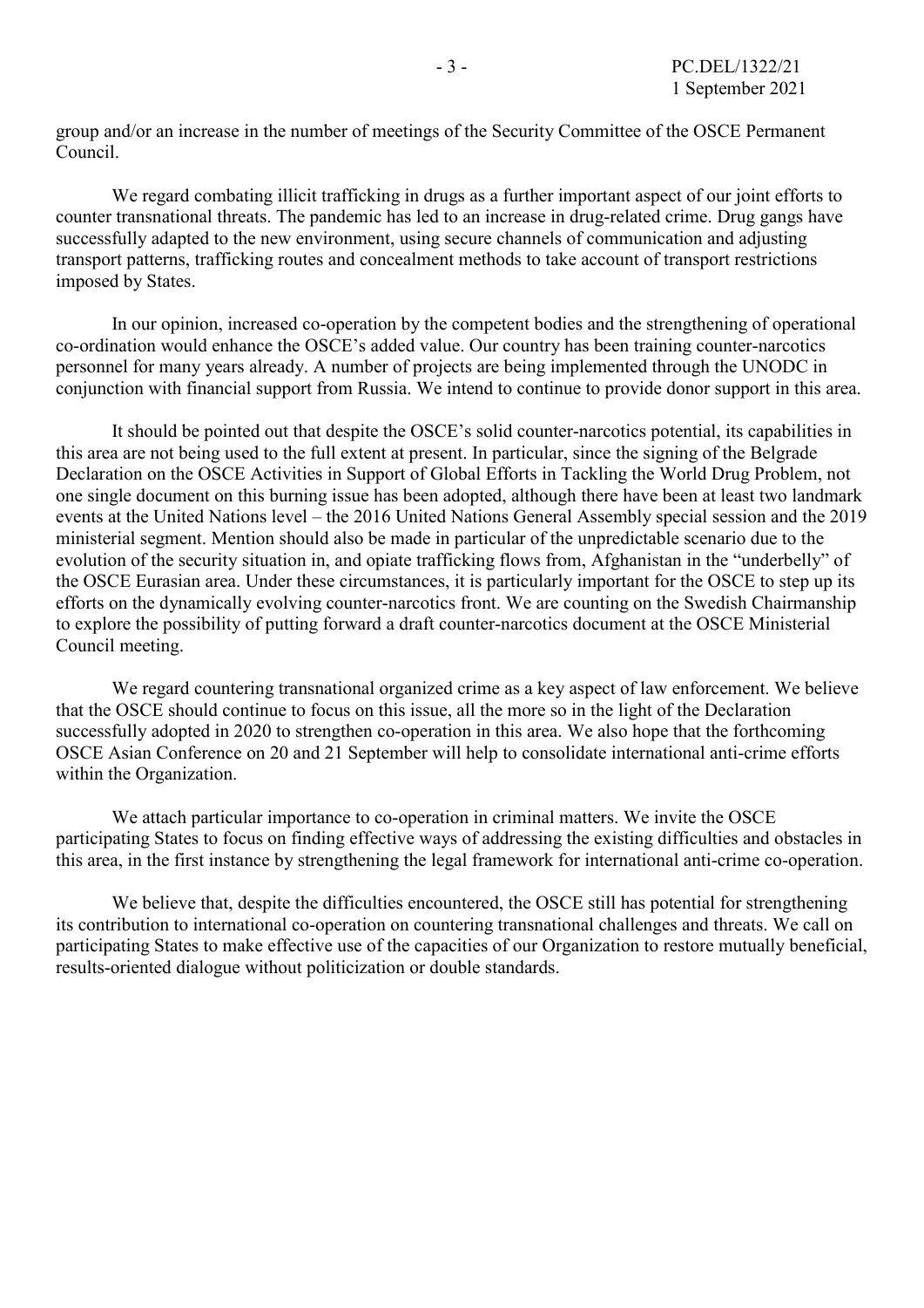group and/or an increase in the number of meetings of the Security Committee of the OSCE Permanent Council.

We regard combating illicit trafficking in drugs as a further important aspect of our joint efforts to counter transnational threats. The pandemic has led to an increase in drug-related crime. Drug gangs have successfully adapted to the new environment, using secure channels of communication and adjusting transport patterns, trafficking routes and concealment methods to take account of transport restrictions imposed by States.

In our opinion, increased co-operation by the competent bodies and the strengthening of operational co-ordination would enhance the OSCE's added value. Our country has been training counter-narcotics personnel for many years already. A number of projects are being implemented through the UNODC in conjunction with financial support from Russia. We intend to continue to provide donor support in this area.

It should be pointed out that despite the OSCE's solid counter-narcotics potential, its capabilities in this area are not being used to the full extent at present. In particular, since the signing of the Belgrade Declaration on the OSCE Activities in Support of Global Efforts in Tackling the World Drug Problem, not one single document on this burning issue has been adopted, although there have been at least two landmark events at the United Nations level – the 2016 United Nations General Assembly special session and the 2019 ministerial segment. Mention should also be made in particular of the unpredictable scenario due to the evolution of the security situation in, and opiate trafficking flows from, Afghanistan in the "underbelly" of the OSCE Eurasian area. Under these circumstances, it is particularly important for the OSCE to step up its efforts on the dynamically evolving counter-narcotics front. We are counting on the Swedish Chairmanship to explore the possibility of putting forward a draft counter-narcotics document at the OSCE Ministerial Council meeting.

We regard countering transnational organized crime as a key aspect of law enforcement. We believe that the OSCE should continue to focus on this issue, all the more so in the light of the Declaration successfully adopted in 2020 to strengthen co-operation in this area. We also hope that the forthcoming OSCE Asian Conference on 20 and 21 September will help to consolidate international anti-crime efforts within the Organization.

We attach particular importance to co-operation in criminal matters. We invite the OSCE participating States to focus on finding effective ways of addressing the existing difficulties and obstacles in this area, in the first instance by strengthening the legal framework for international anti-crime co-operation.

We believe that, despite the difficulties encountered, the OSCE still has potential for strengthening its contribution to international co-operation on countering transnational challenges and threats. We call on participating States to make effective use of the capacities of our Organization to restore mutually beneficial, results-oriented dialogue without politicization or double standards.